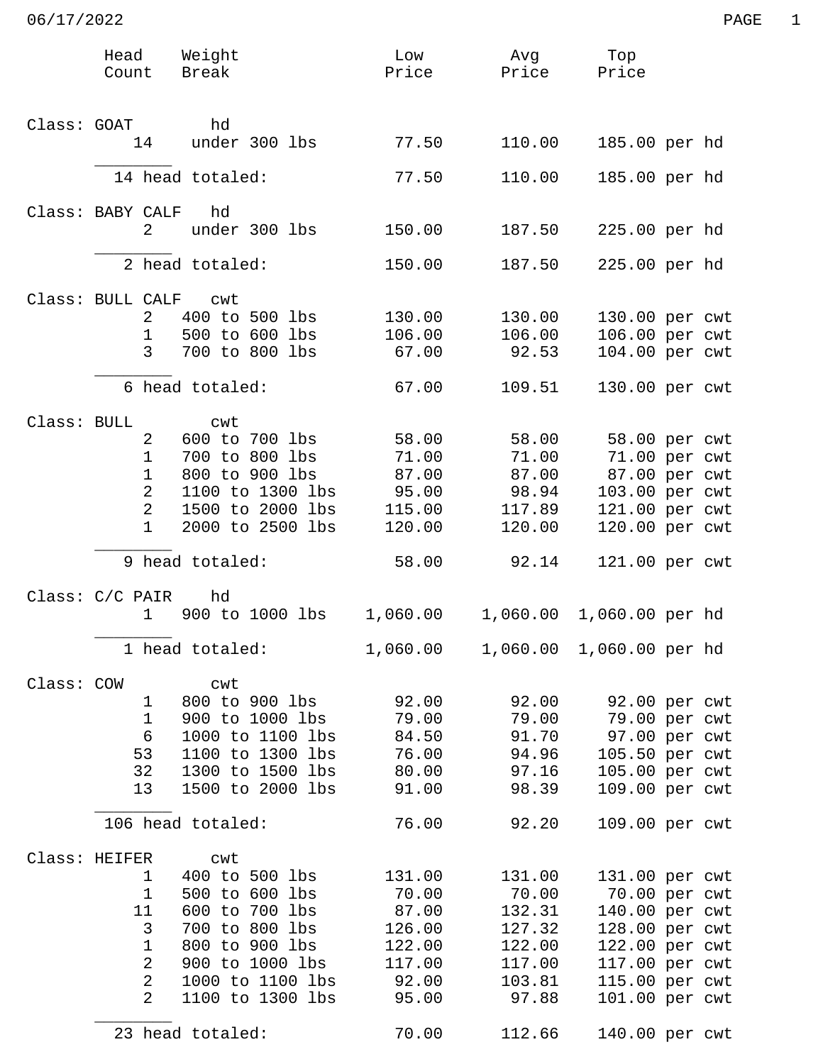06/17/2022

| Head Count | Weight Break | Low Price | Avg Price | Top Price | |
|---|---|---|---|---|---|
| **Class: GOAT** | hd | | | | |
| 14 | under 300 lbs | 77.50 | 110.00 | 185.00 | per hd |
| 14 head totaled: | | 77.50 | 110.00 | 185.00 | per hd |
| **Class: BABY CALF** | hd | | | | |
| 2 | under 300 lbs | 150.00 | 187.50 | 225.00 | per hd |
| 2 head totaled: | | 150.00 | 187.50 | 225.00 | per hd |
| **Class: BULL CALF** | cwt | | | | |
| 2 | 400 to 500 lbs | 130.00 | 130.00 | 130.00 | per cwt |
| 1 | 500 to 600 lbs | 106.00 | 106.00 | 106.00 | per cwt |
| 3 | 700 to 800 lbs | 67.00 | 92.53 | 104.00 | per cwt |
| 6 head totaled: | | 67.00 | 109.51 | 130.00 | per cwt |
| **Class: BULL** | cwt | | | | |
| 2 | 600 to 700 lbs | 58.00 | 58.00 | 58.00 | per cwt |
| 1 | 700 to 800 lbs | 71.00 | 71.00 | 71.00 | per cwt |
| 1 | 800 to 900 lbs | 87.00 | 87.00 | 87.00 | per cwt |
| 2 | 1100 to 1300 lbs | 95.00 | 98.94 | 103.00 | per cwt |
| 2 | 1500 to 2000 lbs | 115.00 | 117.89 | 121.00 | per cwt |
| 1 | 2000 to 2500 lbs | 120.00 | 120.00 | 120.00 | per cwt |
| 9 head totaled: | | 58.00 | 92.14 | 121.00 | per cwt |
| **Class: C/C PAIR** | hd | | | | |
| 1 | 900 to 1000 lbs | 1,060.00 | 1,060.00 | 1,060.00 | per hd |
| 1 head totaled: | | 1,060.00 | 1,060.00 | 1,060.00 | per hd |
| **Class: COW** | cwt | | | | |
| 1 | 800 to 900 lbs | 92.00 | 92.00 | 92.00 | per cwt |
| 1 | 900 to 1000 lbs | 79.00 | 79.00 | 79.00 | per cwt |
| 6 | 1000 to 1100 lbs | 84.50 | 91.70 | 97.00 | per cwt |
| 53 | 1100 to 1300 lbs | 76.00 | 94.96 | 105.50 | per cwt |
| 32 | 1300 to 1500 lbs | 80.00 | 97.16 | 105.00 | per cwt |
| 13 | 1500 to 2000 lbs | 91.00 | 98.39 | 109.00 | per cwt |
| 106 head totaled: | | 76.00 | 92.20 | 109.00 | per cwt |
| **Class: HEIFER** | cwt | | | | |
| 1 | 400 to 500 lbs | 131.00 | 131.00 | 131.00 | per cwt |
| 1 | 500 to 600 lbs | 70.00 | 70.00 | 70.00 | per cwt |
| 11 | 600 to 700 lbs | 87.00 | 132.31 | 140.00 | per cwt |
| 3 | 700 to 800 lbs | 126.00 | 127.32 | 128.00 | per cwt |
| 1 | 800 to 900 lbs | 122.00 | 122.00 | 122.00 | per cwt |
| 2 | 900 to 1000 lbs | 117.00 | 117.00 | 117.00 | per cwt |
| 2 | 1000 to 1100 lbs | 92.00 | 103.81 | 115.00 | per cwt |
| 2 | 1100 to 1300 lbs | 95.00 | 97.88 | 101.00 | per cwt |
| 23 head totaled: | | 70.00 | 112.66 | 140.00 | per cwt |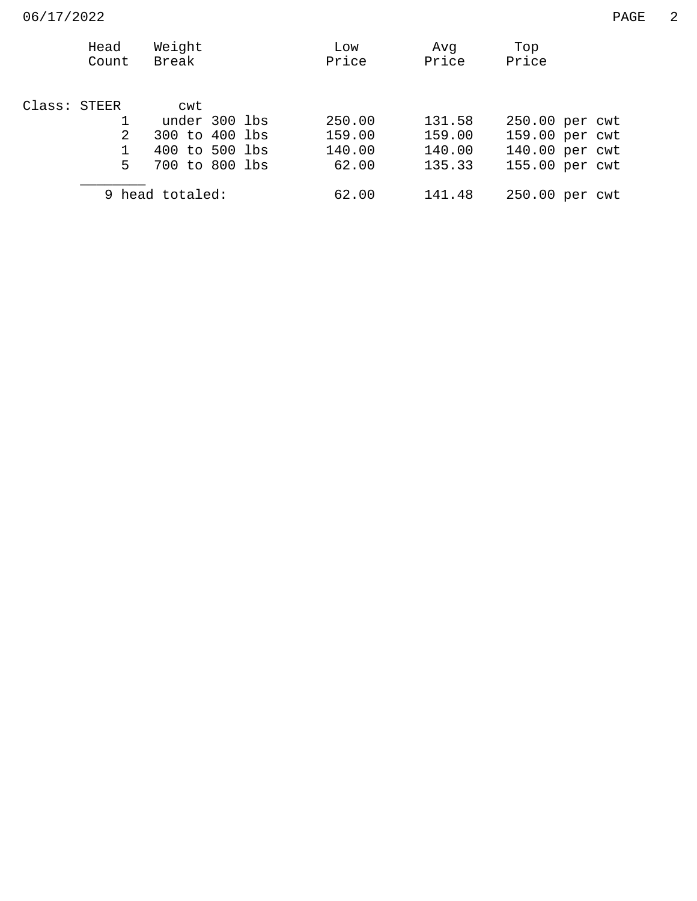| | Head Count | Weight Break | Low Price | Avg Price | Top Price |
|---|---|---|---|---|---|
| Class: STEER | | cwt | | | |
| | 1 | under 300 lbs | 250.00 | 131.58 | 250.00 per cwt |
| | 2 | 300 to 400 lbs | 159.00 | 159.00 | 159.00 per cwt |
| | 1 | 400 to 500 lbs | 140.00 | 140.00 | 140.00 per cwt |
| | 5 | 700 to 800 lbs | 62.00 | 135.33 | 155.00 per cwt |
| | 9 head totaled: | | 62.00 | 141.48 | 250.00 per cwt |